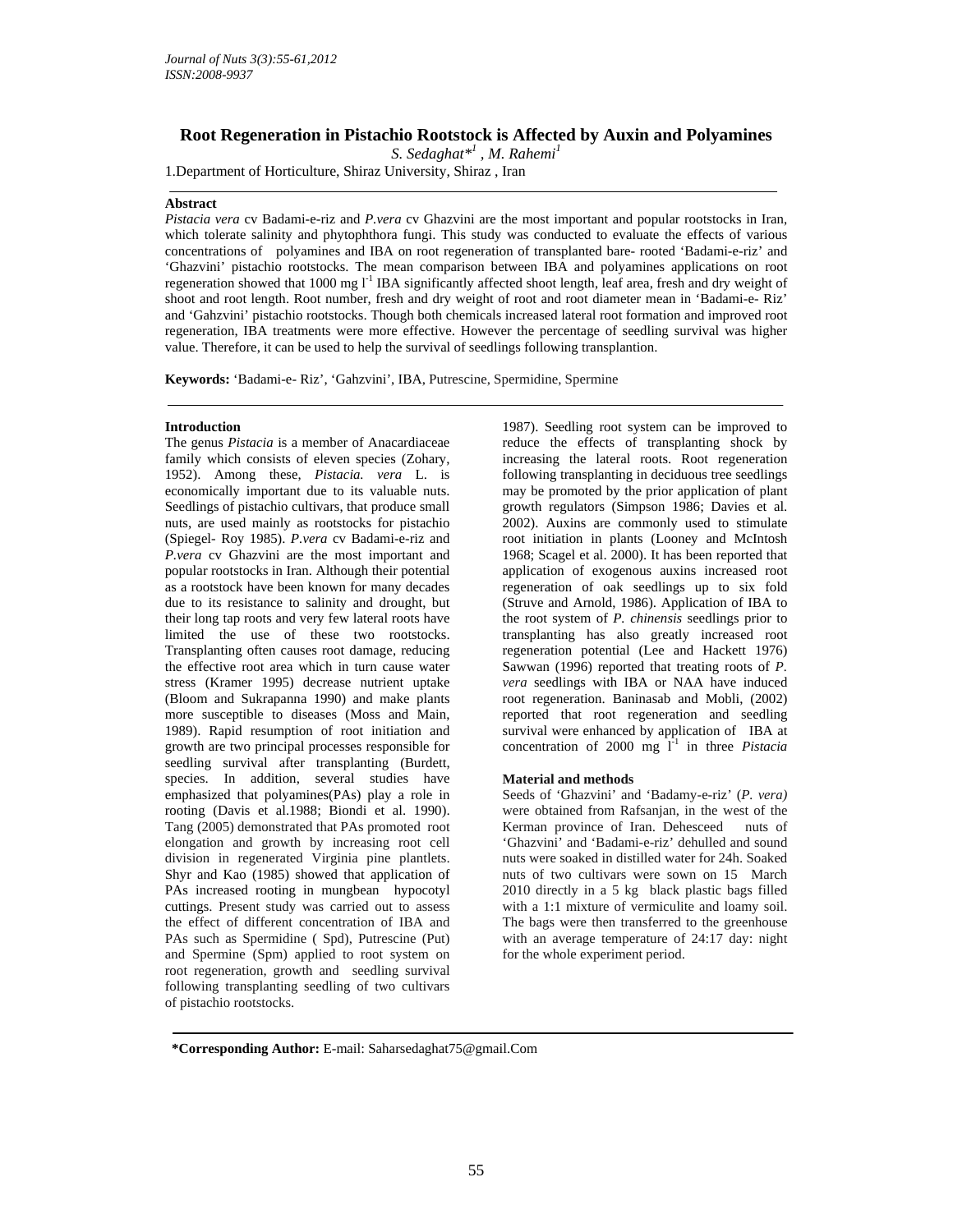# Root Regeneration in Pistachio Rootstock is Affected by Auxin and Polyamines

*S. Sedaghat*[*1] , *M. Rahemi*[1]

1.Department of Horticulture, Shiraz University, Shiraz , Iran

## Abstract

*Pistacia vera* cv Badami-e-riz and *P.vera* cv Ghazvini are the most important and popular rootstocks in Iran, which tolerate salinity and phytophthora fungi. This study was conducted to evaluate the effects of various concentrations of polyamines and IBA on root regeneration of transplanted bare- rooted 'Badami-e-riz' and 'Ghazvini' pistachio rootstocks. The mean comparison between IBA and polyamines applications on root regeneration showed that 1000 mg $l^{-1}$ IBA significantly affected shoot length, leaf area, fresh and dry weight of shoot and root length. Root number, fresh and dry weight of root and root diameter mean in 'Badami-e- Riz' and 'Gahzvini' pistachio rootstocks. Though both chemicals increased lateral root formation and improved root regeneration, IBA treatments were more effective. However the percentage of seedling survival was higher value. Therefore, it can be used to help the survival of seedlings following transplantion.

**Keywords:** 'Badami-e- Riz', 'Gahzvini', IBA, Putrescine, Spermidine, Spermine

## Introduction

The genus *Pistacia* is a member of Anacardiaceae family which consists of eleven species (Zohary, 1952). Among these, *Pistacia. vera* L. is economically important due to its valuable nuts. Seedlings of pistachio cultivars, that produce small nuts, are used mainly as rootstocks for pistachio (Spiegel- Roy 1985). *P.vera* cv Badami-e-riz and *P.vera* cv Ghazvini are the most important and popular rootstocks in Iran. Although their potential as a rootstock have been known for many decades due to its resistance to salinity and drought, but their long tap roots and very few lateral roots have limited the use of these two rootstocks. Transplanting often causes root damage, reducing the effective root area which in turn cause water stress (Kramer 1995) decrease nutrient uptake (Bloom and Sukrapanna 1990) and make plants more susceptible to diseases (Moss and Main, 1989). Rapid resumption of root initiation and growth are two principal processes responsible for seedling survival after transplanting (Burdett, 1987). Seedling root system can be improved to reduce the effects of transplanting shock by increasing the lateral roots. Root regeneration following transplanting in deciduous tree seedlings may be promoted by the prior application of plant growth regulators (Simpson 1986; Davies et al. 2002). Auxins are commonly used to stimulate root initiation in plants (Looney and McIntosh 1968; Scagel et al. 2000). It has been reported that application of exogenous auxins increased root regeneration of oak seedlings up to six fold (Struve and Arnold, 1986). Application of IBA to the root system of *P. chinensis* seedlings prior to transplanting has also greatly increased root regeneration potential (Lee and Hackett 1976) Sawwan (1996) reported that treating roots of *P. vera* seedlings with IBA or NAA have induced root regeneration. Baninasab and Mobli, (2002) reported that root regeneration and seedling survival were enhanced by application of IBA at concentration of 2000 mg $l^{-1}$ in three *Pistacia* species. In addition, several studies have emphasized that polyamines(PAs) play a role in rooting (Davis et al.1988; Biondi et al. 1990). Tang (2005) demonstrated that PAs promoted root elongation and growth by increasing root cell division in regenerated Virginia pine plantlets. Shyr and Kao (1985) showed that application of PAs increased rooting in mungbean hypocotyl cuttings. Present study was carried out to assess the effect of different concentration of IBA and PAs such as Spermidine ( Spd), Putrescine (Put) and Spermine (Spm) applied to root system on root regeneration, growth and seedling survival following transplanting seedling of two cultivars of pistachio rootstocks.

## Material and methods

Seeds of 'Ghazvini' and 'Badamy-e-riz' (*P. vera)* were obtained from Rafsanjan, in the west of the Kerman province of Iran. Dehesceed nuts of 'Ghazvini' and 'Badami-e-riz' dehulled and sound nuts were soaked in distilled water for 24h. Soaked nuts of two cultivars were sown on 15 March 2010 directly in a 5 kg black plastic bags filled with a 1:1 mixture of vermiculite and loamy soil. The bags were then transferred to the greenhouse with an average temperature of 24:17 day: night for the whole experiment period.

**\*Corresponding Author:** E-mail: Saharsedaghat75@gmail.Com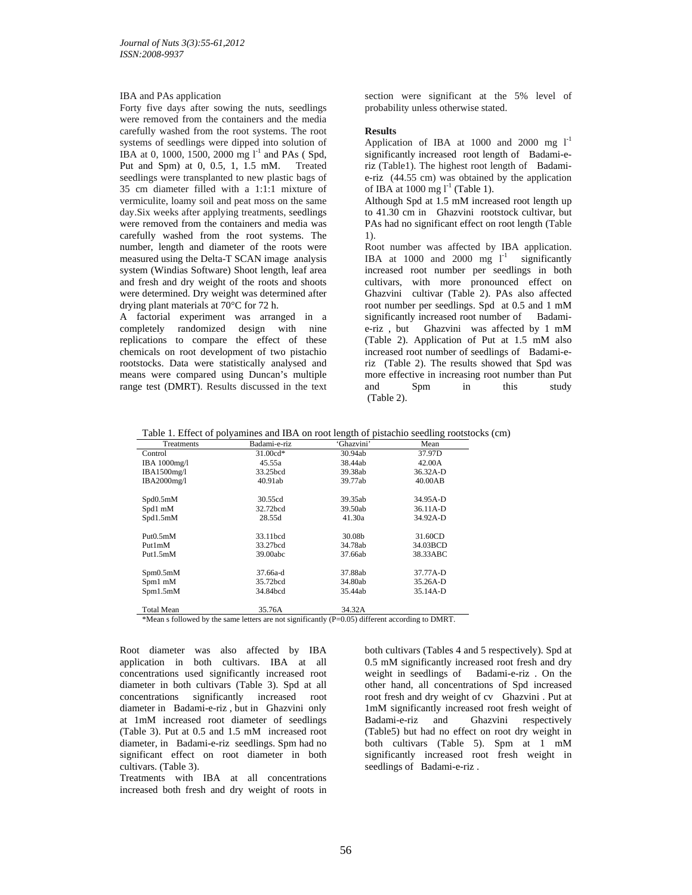IBA and PAs application

Forty five days after sowing the nuts, seedlings were removed from the containers and the media carefully washed from the root systems. The root systems of seedlings were dipped into solution of IBA at 0, 1000, 1500, 2000 mg $l^{-1}$ and PAs ( Spd, Put and Spm) at 0, 0.5, 1, 1.5 mM. Treated seedlings were transplanted to new plastic bags of 35 cm diameter filled with a 1:1:1 mixture of vermiculite, loamy soil and peat moss on the same day.Six weeks after applying treatments, seedlings were removed from the containers and media was carefully washed from the root systems. The number, length and diameter of the roots were measured using the Delta-T SCAN image analysis system (Windias Software) Shoot length, leaf area and fresh and dry weight of the roots and shoots were determined. Dry weight was determined after drying plant materials at 70°C for 72 h.

A factorial experiment was arranged in a completely randomized design with nine replications to compare the effect of these chemicals on root development of two pistachio rootstocks. Data were statistically analysed and means were compared using Duncan's multiple range test (DMRT). Results discussed in the text section were significant at the 5% level of probability unless otherwise stated.

**Results**

Application of IBA at 1000 and 2000 mg $l^{-1}$ significantly increased root length of Badami-e-riz (Table1). The highest root length of Badami-e-riz (44.55 cm) was obtained by the application of IBA at 1000 mg $l^{-1}$ (Table 1).

Although Spd at 1.5 mM increased root length up to 41.30 cm in Ghazvini rootstock cultivar, but PAs had no significant effect on root length (Table 1).

Root number was affected by IBA application. IBA at 1000 and 2000 mg $l^{-1}$ significantly increased root number per seedlings in both cultivars, with more pronounced effect on Ghazvini cultivar (Table 2). PAs also affected root number per seedlings. Spd at 0.5 and 1 mM significantly increased root number of Badami-e-riz , but Ghazvini was affected by 1 mM (Table 2). Application of Put at 1.5 mM also increased root number of seedlings of Badami-e-riz (Table 2). The results showed that Spd was more effective in increasing root number than Put and Spm in this study (Table 2).

Table 1. Effect of polyamines and IBA on root length of pistachio seedling rootstocks (cm)

| Treatments | Badami-e-riz | 'Ghazvini' | Mean |
|---|---|---|---|
| Control | 31.00cd* | 30.94ab | 37.97D |
| IBA 1000mg/l | 45.55a | 38.44ab | 42.00A |
| IBA1500mg/l | 33.25bcd | 39.38ab | 36.32A-D |
| IBA2000mg/l | 40.91ab | 39.77ab | 40.00AB |
| Spd0.5mM | 30.55cd | 39.35ab | 34.95A-D |
| Spd1 mM | 32.72bcd | 39.50ab | 36.11A-D |
| Spd1.5mM | 28.55d | 41.30a | 34.92A-D |
| Put0.5mM | 33.11bcd | 30.08b | 31.60CD |
| Put1mM | 33.27bcd | 34.78ab | 34.03BCD |
| Put1.5mM | 39.00abc | 37.66ab | 38.33ABC |
| Spm0.5mM | 37.66a-d | 37.88ab | 37.77A-D |
| Spm1 mM | 35.72bcd | 34.80ab | 35.26A-D |
| Spm1.5mM | 34.84bcd | 35.44ab | 35.14A-D |
| Total Mean | 35.76A | 34.32A | |

*Mean s followed by the same letters are not significantly (P=0.05) different according to DMRT.

Root diameter was also affected by IBA application in both cultivars. IBA at all concentrations used significantly increased root diameter in both cultivars (Table 3). Spd at all concentrations significantly increased root diameter in Badami-e-riz , but in Ghazvini only at 1mM increased root diameter of seedlings (Table 3). Put at 0.5 and 1.5 mM increased root diameter, in Badami-e-riz seedlings. Spm had no significant effect on root diameter in both cultivars. (Table 3).

Treatments with IBA at all concentrations increased both fresh and dry weight of roots in both cultivars (Tables 4 and 5 respectively). Spd at 0.5 mM significantly increased root fresh and dry weight in seedlings of Badami-e-riz . On the other hand, all concentrations of Spd increased root fresh and dry weight of cv Ghazvini . Put at 1mM significantly increased root fresh weight of Badami-e-riz and Ghazvini respectively (Table5) but had no effect on root dry weight in both cultivars (Table 5). Spm at 1 mM significantly increased root fresh weight in seedlings of Badami-e-riz .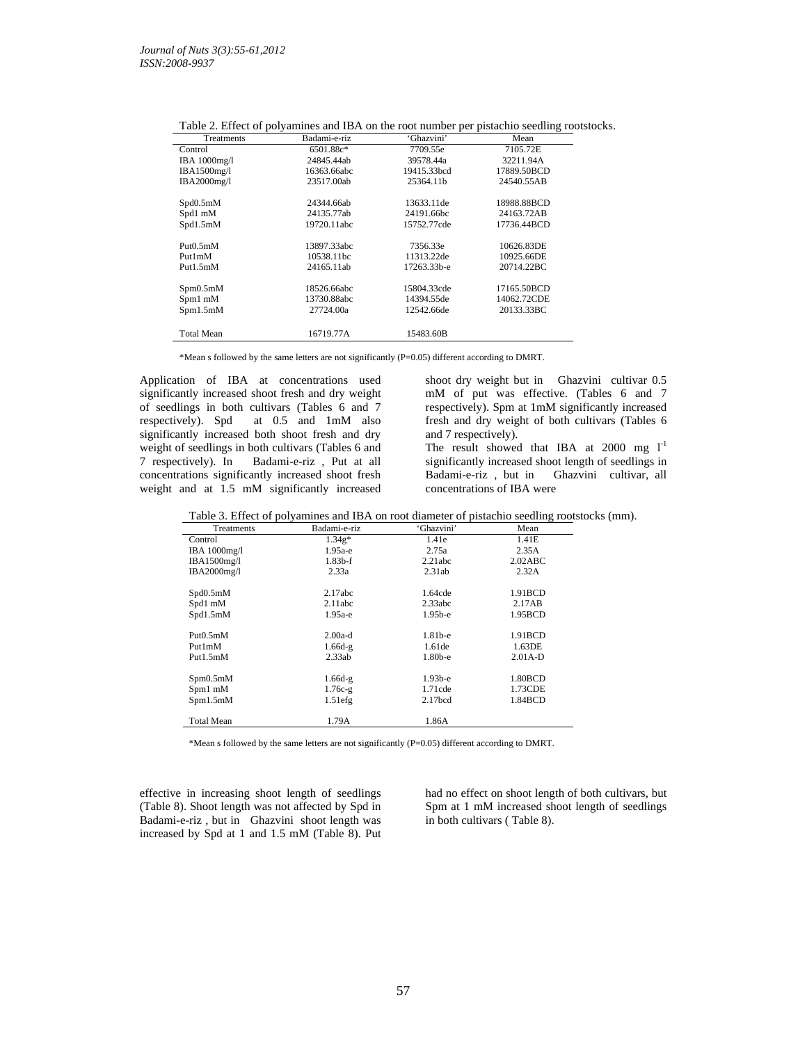Table 2. Effect of polyamines and IBA on the root number per pistachio seedling rootstocks.

| Treatments | Badami-e-riz | 'Ghazvini' | Mean |
|---|---|---|---|
| Control | 6501.88c* | 7709.55e | 7105.72E |
| IBA 1000mg/l | 24845.44ab | 39578.44a | 32211.94A |
| IBA1500mg/l | 16363.66abc | 19415.33bcd | 17889.50BCD |
| IBA2000mg/l | 23517.00ab | 25364.11b | 24540.55AB |
| Spd0.5mM | 24344.66ab | 13633.11de | 18988.88BCD |
| Spd1 mM | 24135.77ab | 24191.66bc | 24163.72AB |
| Spd1.5mM | 19720.11abc | 15752.77cde | 17736.44BCD |
| Put0.5mM | 13897.33abc | 7356.33e | 10626.83DE |
| Put1mM | 10538.11bc | 11313.22de | 10925.66DE |
| Put1.5mM | 24165.11ab | 17263.33b-e | 20714.22BC |
| Spm0.5mM | 18526.66abc | 15804.33cde | 17165.50BCD |
| Spm1 mM | 13730.88abc | 14394.55de | 14062.72CDE |
| Spm1.5mM | 27724.00a | 12542.66de | 20133.33BC |
| Total Mean | 16719.77A | 15483.60B | |

*Mean s followed by the same letters are not significantly (P=0.05) different according to DMRT.

Application of IBA at concentrations used significantly increased shoot fresh and dry weight of seedlings in both cultivars (Tables 6 and 7 respectively). Spd at 0.5 and 1mM also significantly increased both shoot fresh and dry weight of seedlings in both cultivars (Tables 6 and 7 respectively). In Badami-e-riz , Put at all concentrations significantly increased shoot fresh weight and at 1.5 mM significantly increased shoot dry weight but in Ghazvini cultivar 0.5 mM of put was effective. (Tables 6 and 7 respectively). Spm at 1mM significantly increased fresh and dry weight of both cultivars (Tables 6 and 7 respectively).

The result showed that IBA at 2000 mg $l^{-1}$ significantly increased shoot length of seedlings in Badami-e-riz , but in Ghazvini cultivar, all concentrations of IBA were effective in increasing shoot length of seedlings (Table 8). Shoot length was not affected by Spd in Badami-e-riz , but in Ghazvini shoot length was increased by Spd at 1 and 1.5 mM (Table 8). Put had no effect on shoot length of both cultivars, but Spm at 1 mM increased shoot length of seedlings in both cultivars ( Table 8).

Table 3. Effect of polyamines and IBA on root diameter of pistachio seedling rootstocks (mm).

| Treatments | Badami-e-riz | 'Ghazvini' | Mean |
|---|---|---|---|
| Control | 1.34g* | 1.41e | 1.41E |
| IBA 1000mg/l | 1.95a-e | 2.75a | 2.35A |
| IBA1500mg/l | 1.83b-f | 2.21abc | 2.02ABC |
| IBA2000mg/l | 2.33a | 2.31ab | 2.32A |
| Spd0.5mM | 2.17abc | 1.64cde | 1.91BCD |
| Spd1 mM | 2.11abc | 2.33abc | 2.17AB |
| Spd1.5mM | 1.95a-e | 1.95b-e | 1.95BCD |
| Put0.5mM | 2.00a-d | 1.81b-e | 1.91BCD |
| Put1mM | 1.66d-g | 1.61de | 1.63DE |
| Put1.5mM | 2.33ab | 1.80b-e | 2.01A-D |
| Spm0.5mM | 1.66d-g | 1.93b-e | 1.80BCD |
| Spm1 mM | 1.76c-g | 1.71cde | 1.73CDE |
| Spm1.5mM | 1.51efg | 2.17bcd | 1.84BCD |
| Total Mean | 1.79A | 1.86A | |

*Mean s followed by the same letters are not significantly (P=0.05) different according to DMRT.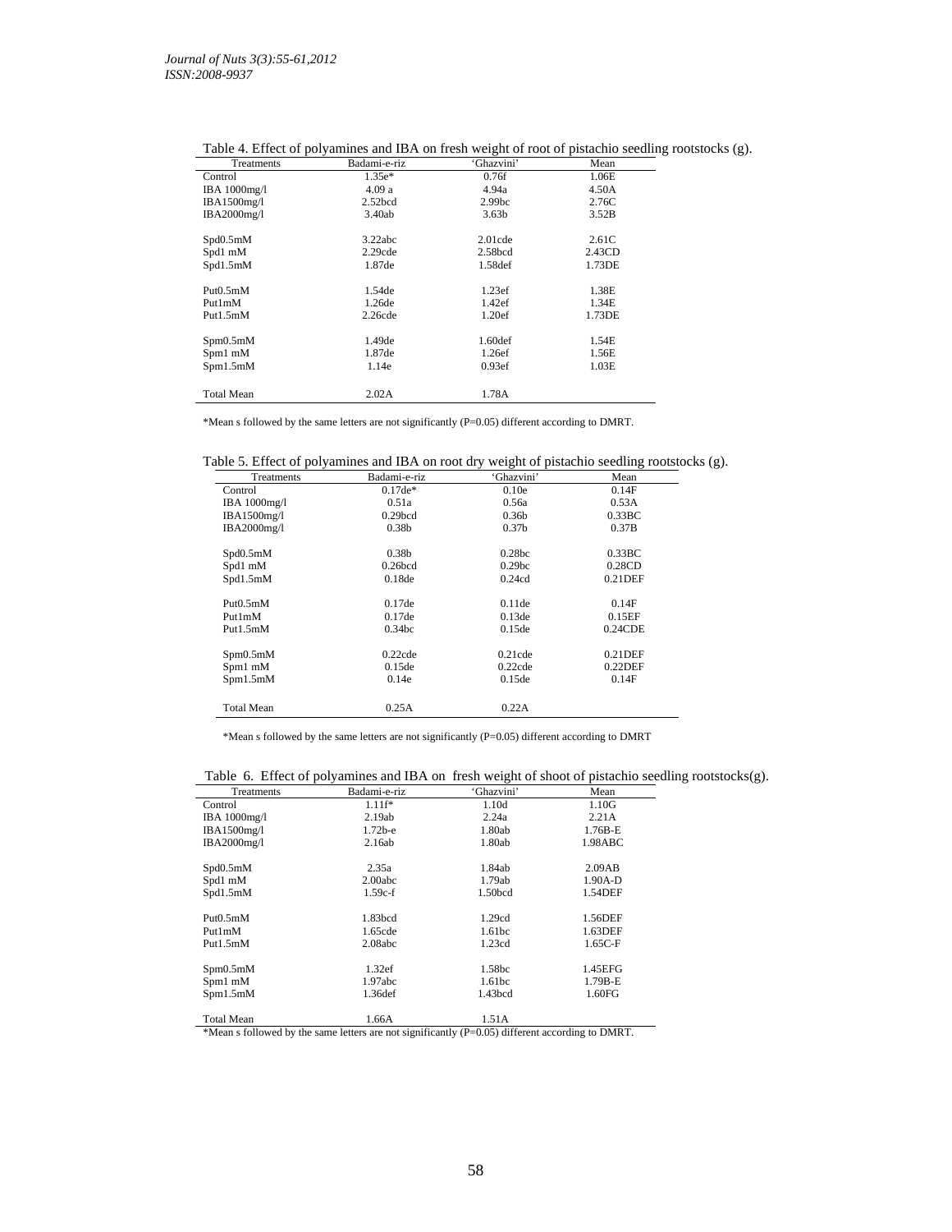Table 4. Effect of polyamines and IBA on fresh weight of root of pistachio seedling rootstocks (g).

| Treatments | Badami-e-riz | 'Ghazvini' | Mean |
|---|---|---|---|
| Control | 1.35e* | 0.76f | 1.06E |
| IBA 1000mg/l | 4.09 a | 4.94a | 4.50A |
| IBA1500mg/l | 2.52bcd | 2.99bc | 2.76C |
| IBA2000mg/l | 3.40ab | 3.63b | 3.52B |
| Spd0.5mM | 3.22abc | 2.01cde | 2.61C |
| Spd1 mM | 2.29cde | 2.58bcd | 2.43CD |
| Spd1.5mM | 1.87de | 1.58def | 1.73DE |
| Put0.5mM | 1.54de | 1.23ef | 1.38E |
| Put1mM | 1.26de | 1.42ef | 1.34E |
| Put1.5mM | 2.26cde | 1.20ef | 1.73DE |
| Spm0.5mM | 1.49de | 1.60def | 1.54E |
| Spm1 mM | 1.87de | 1.26ef | 1.56E |
| Spm1.5mM | 1.14e | 0.93ef | 1.03E |
| Total Mean | 2.02A | 1.78A | |

*Mean s followed by the same letters are not significantly (P=0.05) different according to DMRT.

Table 5. Effect of polyamines and IBA on root dry weight of pistachio seedling rootstocks (g).

| Treatments | Badami-e-riz | 'Ghazvini' | Mean |
|---|---|---|---|
| Control | 0.17de* | 0.10e | 0.14F |
| IBA 1000mg/l | 0.51a | 0.56a | 0.53A |
| IBA1500mg/l | 0.29bcd | 0.36b | 0.33BC |
| IBA2000mg/l | 0.38b | 0.37b | 0.37B |
| Spd0.5mM | 0.38b | 0.28bc | 0.33BC |
| Spd1 mM | 0.26bcd | 0.29bc | 0.28CD |
| Spd1.5mM | 0.18de | 0.24cd | 0.21DEF |
| Put0.5mM | 0.17de | 0.11de | 0.14F |
| Put1mM | 0.17de | 0.13de | 0.15EF |
| Put1.5mM | 0.34bc | 0.15de | 0.24CDE |
| Spm0.5mM | 0.22cde | 0.21cde | 0.21DEF |
| Spm1 mM | 0.15de | 0.22cde | 0.22DEF |
| Spm1.5mM | 0.14e | 0.15de | 0.14F |
| Total Mean | 0.25A | 0.22A | |

*Mean s followed by the same letters are not significantly (P=0.05) different according to DMRT

Table 6. Effect of polyamines and IBA on fresh weight of shoot of pistachio seedling rootstocks(g).

| Treatments | Badami-e-riz | 'Ghazvini' | Mean |
|---|---|---|---|
| Control | 1.11f* | 1.10d | 1.10G |
| IBA 1000mg/l | 2.19ab | 2.24a | 2.21A |
| IBA1500mg/l | 1.72b-e | 1.80ab | 1.76B-E |
| IBA2000mg/l | 2.16ab | 1.80ab | 1.98ABC |
| Spd0.5mM | 2.35a | 1.84ab | 2.09AB |
| Spd1 mM | 2.00abc | 1.79ab | 1.90A-D |
| Spd1.5mM | 1.59c-f | 1.50bcd | 1.54DEF |
| Put0.5mM | 1.83bcd | 1.29cd | 1.56DEF |
| Put1mM | 1.65cde | 1.61bc | 1.63DEF |
| Put1.5mM | 2.08abc | 1.23cd | 1.65C-F |
| Spm0.5mM | 1.32ef | 1.58bc | 1.45EFG |
| Spm1 mM | 1.97abc | 1.61bc | 1.79B-E |
| Spm1.5mM | 1.36def | 1.43bcd | 1.60FG |
| Total Mean | 1.66A | 1.51A | |

*Mean s followed by the same letters are not significantly (P=0.05) different according to DMRT.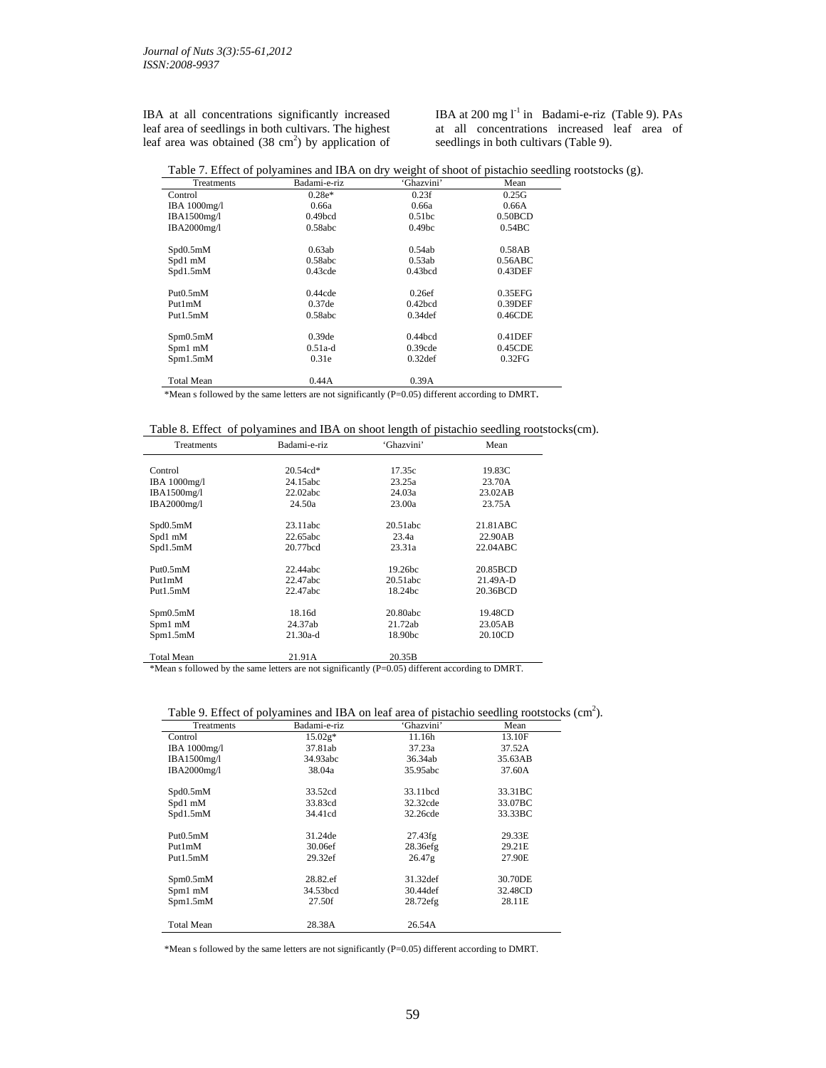IBA at all concentrations significantly increased leaf area of seedlings in both cultivars. The highest leaf area was obtained (38 $cm^2$) by application of IBA at 200 mg $l^{-1}$ in Badami-e-riz (Table 9). PAs at all concentrations increased leaf area of seedlings in both cultivars (Table 9).

Table 7. Effect of polyamines and IBA on dry weight of shoot of pistachio seedling rootstocks (g).

| Treatments | Badami-e-riz | 'Ghazvini' | Mean |
|---|---|---|---|
| Control | 0.28e* | 0.23f | 0.25G |
| IBA 1000mg/l | 0.66a | 0.66a | 0.66A |
| IBA1500mg/l | 0.49bcd | 0.51bc | 0.50BCD |
| IBA2000mg/l | 0.58abc | 0.49bc | 0.54BC |
| Spd0.5mM | 0.63ab | 0.54ab | 0.58AB |
| Spd1 mM | 0.58abc | 0.53ab | 0.56ABC |
| Spd1.5mM | 0.43cde | 0.43bcd | 0.43DEF |
| Put0.5mM | 0.44cde | 0.26ef | 0.35EFG |
| Put1mM | 0.37de | 0.42bcd | 0.39DEF |
| Put1.5mM | 0.58abc | 0.34def | 0.46CDE |
| Spm0.5mM | 0.39de | 0.44bcd | 0.41DEF |
| Spm1 mM | 0.51a-d | 0.39cde | 0.45CDE |
| Spm1.5mM | 0.31e | 0.32def | 0.32FG |
| Total Mean | 0.44A | 0.39A | |

*Mean s followed by the same letters are not significantly (P=0.05) different according to DMRT.

Table 8. Effect of polyamines and IBA on shoot length of pistachio seedling rootstocks(cm).

| Treatments | Badami-e-riz | 'Ghazvini' | Mean |
|---|---|---|---|
| Control | 20.54cd* | 17.35c | 19.83C |
| IBA 1000mg/l | 24.15abc | 23.25a | 23.70A |
| IBA1500mg/l | 22.02abc | 24.03a | 23.02AB |
| IBA2000mg/l | 24.50a | 23.00a | 23.75A |
| Spd0.5mM | 23.11abc | 20.51abc | 21.81ABC |
| Spd1 mM | 22.65abc | 23.4a | 22.90AB |
| Spd1.5mM | 20.77bcd | 23.31a | 22.04ABC |
| Put0.5mM | 22.44abc | 19.26bc | 20.85BCD |
| Put1mM | 22.47abc | 20.51abc | 21.49A-D |
| Put1.5mM | 22.47abc | 18.24bc | 20.36BCD |
| Spm0.5mM | 18.16d | 20.80abc | 19.48CD |
| Spm1 mM | 24.37ab | 21.72ab | 23.05AB |
| Spm1.5mM | 21.30a-d | 18.90bc | 20.10CD |
| Total Mean | 21.91A | 20.35B | |

*Mean s followed by the same letters are not significantly (P=0.05) different according to DMRT.

Table 9. Effect of polyamines and IBA on leaf area of pistachio seedling rootstocks ($cm^2$).

| Treatments | Badami-e-riz | 'Ghazvini' | Mean |
|---|---|---|---|
| Control | 15.02g* | 11.16h | 13.10F |
| IBA 1000mg/l | 37.81ab | 37.23a | 37.52A |
| IBA1500mg/l | 34.93abc | 36.34ab | 35.63AB |
| IBA2000mg/l | 38.04a | 35.95abc | 37.60A |
| Spd0.5mM | 33.52cd | 33.11bcd | 33.31BC |
| Spd1 mM | 33.83cd | 32.32cde | 33.07BC |
| Spd1.5mM | 34.41cd | 32.26cde | 33.33BC |
| Put0.5mM | 31.24de | 27.43fg | 29.33E |
| Put1mM | 30.06ef | 28.36efg | 29.21E |
| Put1.5mM | 29.32ef | 26.47g | 27.90E |
| Spm0.5mM | 28.82.ef | 31.32def | 30.70DE |
| Spm1 mM | 34.53bcd | 30.44def | 32.48CD |
| Spm1.5mM | 27.50f | 28.72efg | 28.11E |
| Total Mean | 28.38A | 26.54A | |

*Mean s followed by the same letters are not significantly (P=0.05) different according to DMRT.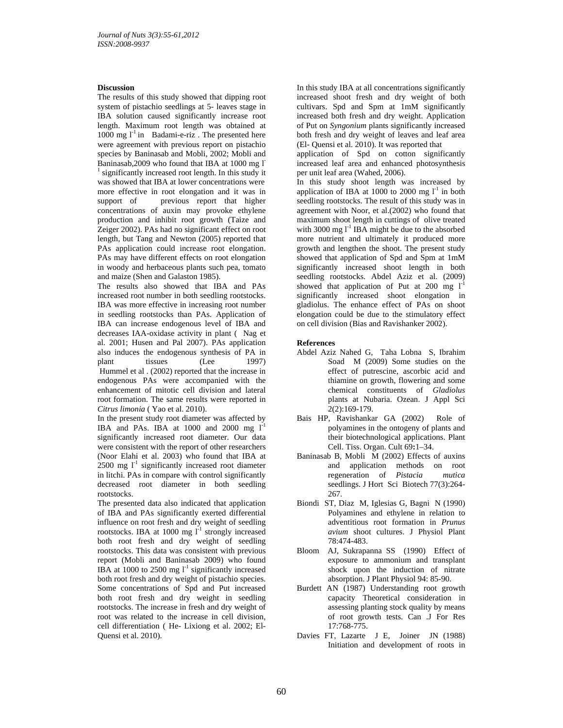## Discussion

The results of this study showed that dipping root system of pistachio seedlings at 5- leaves stage in IBA solution caused significantly increase root length. Maximum root length was obtained at 1000 mg $l^{-1}$ in Badami-e-riz . The presented here were agreement with previous report on pistachio species by Baninasab and Mobli, 2002; Mobli and Baninasab,2009 who found that IBA at 1000 mg $l^{-1}$ significantly increased root length. In this study it was showed that IBA at lower concentrations were more effective in root elongation and it was in support of previous report that higher concentrations of auxin may provoke ethylene production and inhibit root growth (Taize and Zeiger 2002). PAs had no significant effect on root length, but Tang and Newton (2005) reported that PAs application could increase root elongation. PAs may have different effects on root elongation in woody and herbaceous plants such pea, tomato and maize (Shen and Galaston 1985).

The results also showed that IBA and PAs increased root number in both seedling rootstocks. IBA was more effective in increasing root number in seedling rootstocks than PAs. Application of IBA can increase endogenous level of IBA and decreases IAA-oxidase activity in plant ( Nag et al. 2001; Husen and Pal 2007). PAs application also induces the endogenous synthesis of PA in plant tissues (Lee 1997) Hummel et al . (2002) reported that the increase in endogenous PAs were accompanied with the enhancement of mitotic cell division and lateral root formation. The same results were reported in *Citrus limonia* ( Yao et al. 2010).

In the present study root diameter was affected by IBA and PAs. IBA at 1000 and 2000 mg $l^{-1}$ significantly increased root diameter. Our data were consistent with the report of other researchers (Noor Elahi et al. 2003) who found that IBA at 2500 mg $l^{-1}$ significantly increased root diameter in litchi. PAs in compare with control significantly decreased root diameter in both seedling rootstocks.

The presented data also indicated that application of IBA and PAs significantly exerted differential influence on root fresh and dry weight of seedling rootstocks. IBA at 1000 mg $l^{-1}$ strongly increased both root fresh and dry weight of seedling rootstocks. This data was consistent with previous report (Mobli and Baninasab 2009) who found IBA at 1000 to 2500 mg $l^{-1}$ significantly increased both root fresh and dry weight of pistachio species. Some concentrations of Spd and Put increased both root fresh and dry weight in seedling rootstocks. The increase in fresh and dry weight of root was related to the increase in cell division, cell differentiation ( He- Lixiong et al. 2002; El-Quensi et al. 2010).

In this study IBA at all concentrations significantly increased shoot fresh and dry weight of both cultivars. Spd and Spm at 1mM significantly increased both fresh and dry weight. Application of Put on *Syngonium* plants significantly increased both fresh and dry weight of leaves and leaf area (El- Quensi et al. 2010). It was reported that application of Spd on cotton significantly increased leaf area and enhanced photosynthesis per unit leaf area (Wahed, 2006).

In this study shoot length was increased by application of IBA at 1000 to 2000 mg $l^{-1}$ in both seedling rootstocks. The result of this study was in agreement with Noor, et al.(2002) who found that maximum shoot length in cuttings of olive treated with 3000 mg $l^{-1}$ IBA might be due to the absorbed more nutrient and ultimately it produced more growth and lengthen the shoot. The present study showed that application of Spd and Spm at 1mM significantly increased shoot length in both seedling rootstocks. Abdel Aziz et al. (2009) showed that application of Put at 200 mg $l^{-1}$ significantly increased shoot elongation in gladiolus. The enhance effect of PAs on shoot elongation could be due to the stimulatory effect on cell division (Bias and Ravishanker 2002).

## References

- Abdel Aziz Nahed G, Taha Lobna S, Ibrahim Soad M (2009) Some studies on the effect of putrescine, ascorbic acid and thiamine on growth, flowering and some chemical constituents of *Gladiolus* plants at Nubaria. Ozean. J Appl Sci 2(2):169-179.
- Bais HP, Ravishankar GA (2002) Role of polyamines in the ontogeny of plants and their biotechnological applications. Plant Cell. Tiss. Organ. Cult 69**:**1–34.
- Baninasab B, Mobli M (2002) Effects of auxins and application methods on root regeneration of *Pistacia mutica* seedlings. J Hort Sci Biotech 77(3):264-267.
- Biondi ST, Diaz M, Iglesias G, Bagni N (1990) Polyamines and ethylene in relation to adventitious root formation in *Prunus avium* shoot cultures. J Physiol Plant 78:474-483.
- Bloom AJ, Sukrapanna SS (1990) Effect of exposure to ammonium and transplant shock upon the induction of nitrate absorption. J Plant Physiol 94: 85-90.
- Burdett AN (1987) Understanding root growth capacity Theoretical consideration in assessing planting stock quality by means of root growth tests. Can .J For Res 17:768-775.
- Davies FT, Lazarte J E, Joiner JN (1988) Initiation and development of roots in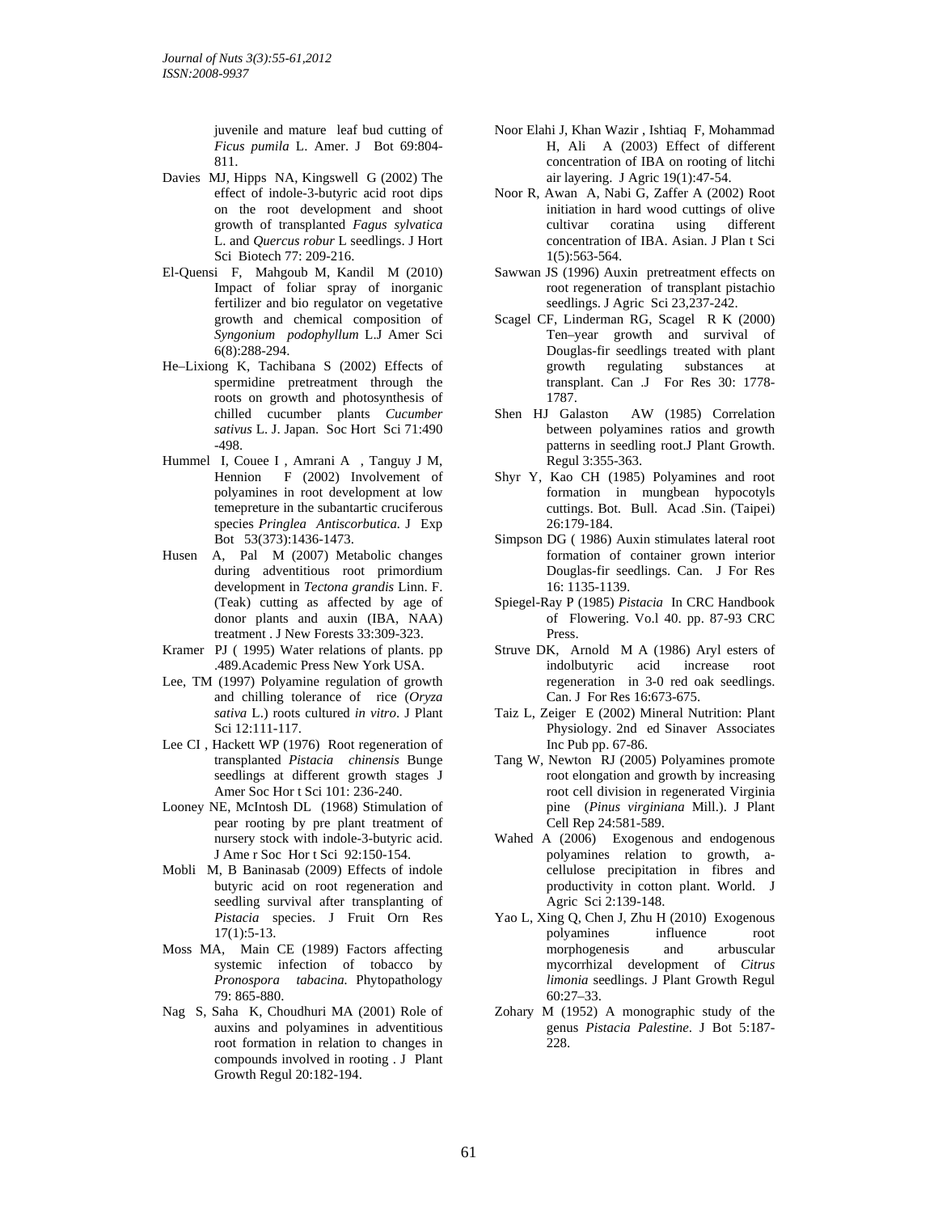juvenile and mature leaf bud cutting of *Ficus pumila* L. Amer. J Bot 69:804-811.

Davies MJ, Hipps NA, Kingswell G (2002) The effect of indole-3-butyric acid root dips on the root development and shoot growth of transplanted *Fagus sylvatica* L. and *Quercus robur* L seedlings. J Hort Sci Biotech 77: 209-216.

El-Quensi F, Mahgoub M, Kandil M (2010) Impact of foliar spray of inorganic fertilizer and bio regulator on vegetative growth and chemical composition of *Syngonium podophyllum* L.J Amer Sci 6(8):288-294.

He–Lixiong K, Tachibana S (2002) Effects of spermidine pretreatment through the roots on growth and photosynthesis of chilled cucumber plants *Cucumber sativus* L. J. Japan. Soc Hort Sci 71:490-498.

Hummel I, Couee I, Amrani A, Tanguy J M, Hennion F (2002) Involvement of polyamines in root development at low temepreture in the subantartic cruciferous species *Pringlea Antiscorbutica*. J Exp Bot 53(373):1436-1473.

Husen A, Pal M (2007) Metabolic changes during adventitious root primordium development in *Tectona grandis* Linn. F. (Teak) cutting as affected by age of donor plants and auxin (IBA, NAA) treatment . J New Forests 33:309-323.

Kramer PJ ( 1995) Water relations of plants. pp .489.Academic Press New York USA.

Lee, TM (1997) Polyamine regulation of growth and chilling tolerance of rice (*Oryza sativa* L.) roots cultured *in vitro*. J Plant Sci 12:111-117.

Lee CI , Hackett WP (1976) Root regeneration of transplanted *Pistacia chinensis* Bunge seedlings at different growth stages J Amer Soc Hor t Sci 101: 236-240.

Looney NE, McIntosh DL (1968) Stimulation of pear rooting by pre plant treatment of nursery stock with indole-3-butyric acid. J Ame r Soc Hor t Sci 92:150-154.

Mobli M, B Baninasab (2009) Effects of indole butyric acid on root regeneration and seedling survival after transplanting of *Pistacia* species. J Fruit Orn Res 17(1):5-13.

Moss MA, Main CE (1989) Factors affecting systemic infection of tobacco by *Pronospora tabacina.* Phytopathology 79: 865-880.

Nag S, Saha K, Choudhuri MA (2001) Role of auxins and polyamines in adventitious root formation in relation to changes in compounds involved in rooting . J Plant Growth Regul 20:182-194.

Noor Elahi J, Khan Wazir , Ishtiaq F, Mohammad H, Ali A (2003) Effect of different concentration of IBA on rooting of litchi air layering. J Agric 19(1):47-54.

Noor R, Awan A, Nabi G, Zaffer A (2002) Root initiation in hard wood cuttings of olive cultivar coratina using different concentration of IBA. Asian. J Plan t Sci 1(5):563-564.

Sawwan JS (1996) Auxin pretreatment effects on root regeneration of transplant pistachio seedlings. J Agric Sci 23,237-242.

Scagel CF, Linderman RG, Scagel R K (2000) Ten–year growth and survival of Douglas-fir seedlings treated with plant growth regulating substances at transplant. Can .J For Res 30: 1778-1787.

Shen HJ Galaston AW (1985) Correlation between polyamines ratios and growth patterns in seedling root.J Plant Growth. Regul 3:355-363.

Shyr Y, Kao CH (1985) Polyamines and root formation in mungbean hypocotyls cuttings. Bot. Bull. Acad .Sin. (Taipei) 26:179-184.

Simpson DG ( 1986) Auxin stimulates lateral root formation of container grown interior Douglas-fir seedlings. Can. J For Res 16: 1135-1139.

Spiegel-Ray P (1985) *Pistacia* In CRC Handbook of Flowering. Vo.l 40. pp. 87-93 CRC Press.

Struve DK, Arnold M A (1986) Aryl esters of indolbutyric acid increase root regeneration in 3-0 red oak seedlings. Can. J For Res 16:673-675.

Taiz L, Zeiger E (2002) Mineral Nutrition: Plant Physiology. 2nd ed Sinaver Associates Inc Pub pp. 67-86.

Tang W, Newton RJ (2005) Polyamines promote root elongation and growth by increasing root cell division in regenerated Virginia pine (*Pinus virginiana* Mill.). J Plant Cell Rep 24:581-589.

Wahed A (2006) Exogenous and endogenous polyamines relation to growth, a-cellulose precipitation in fibres and productivity in cotton plant. World. J Agric Sci 2:139-148.

Yao L, Xing Q, Chen J, Zhu H (2010) Exogenous polyamines influence root morphogenesis and arbuscular mycorrhizal development of *Citrus limonia* seedlings. J Plant Growth Regul 60:27–33.

Zohary M (1952) A monographic study of the genus *Pistacia Palestine*. J Bot 5:187-228.